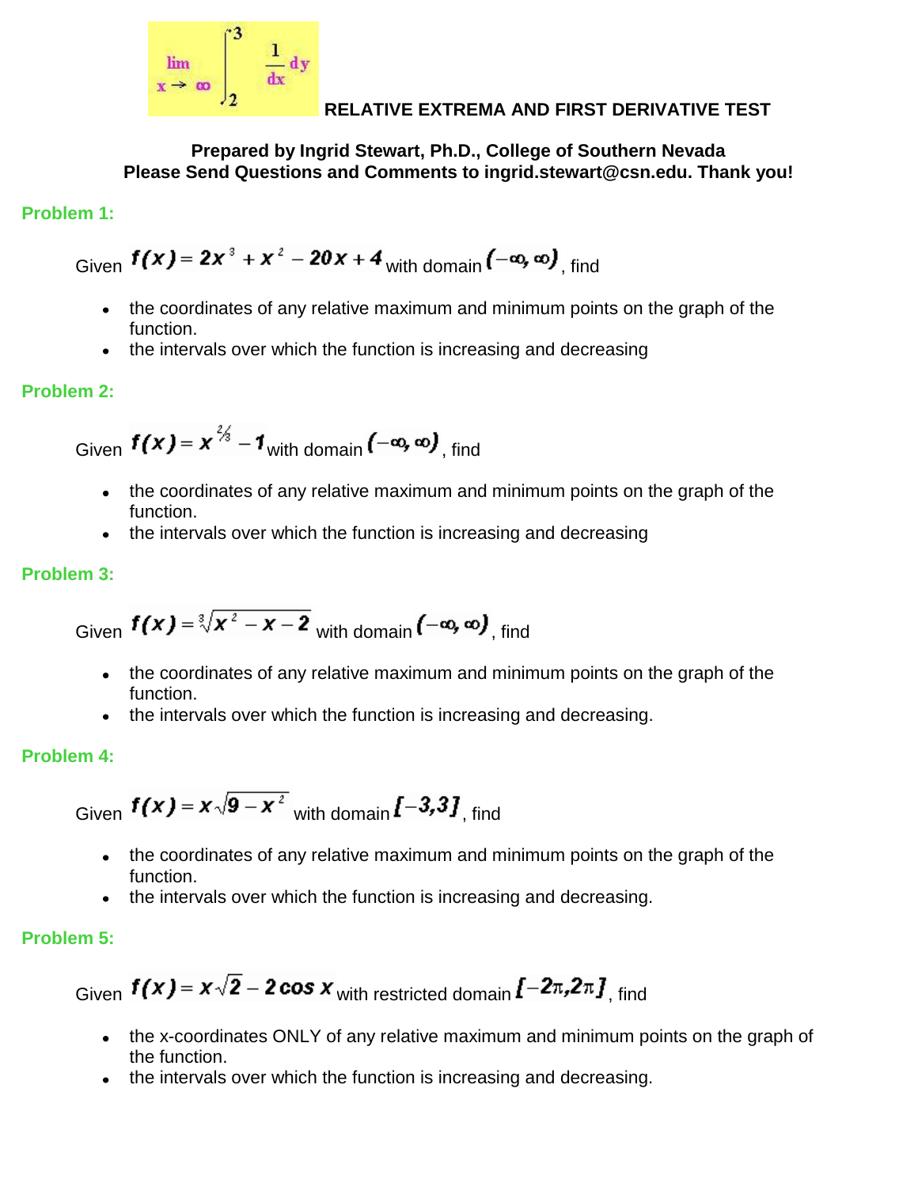# RELATIVE EXTREMA AND FIRST DERIVATIVE TEST

**Prepared by Ingrid Stewart, Ph.D., College of Southern Nevada**
**Please Send Questions and Comments to ingrid.stewart@csn.edu. Thank you!**

### Problem 1:

Given $f(x) = 2x^3 + x^2 - 20x + 4$ with domain $(-\infty, \infty)$, find

- the coordinates of any relative maximum and minimum points on the graph of the function.
- the intervals over which the function is increasing and decreasing

### Problem 2:

Given $f(x) = x^{2/3} - 1$ with domain $(-\infty, \infty)$, find

- the coordinates of any relative maximum and minimum points on the graph of the function.
- the intervals over which the function is increasing and decreasing

### Problem 3:

Given $f(x) = \sqrt[3]{x^2 - x - 2}$ with domain $(-\infty, \infty)$, find

- the coordinates of any relative maximum and minimum points on the graph of the function.
- the intervals over which the function is increasing and decreasing.

### Problem 4:

Given $f(x) = x\sqrt{9 - x^2}$ with domain $[-3, 3]$, find

- the coordinates of any relative maximum and minimum points on the graph of the function.
- the intervals over which the function is increasing and decreasing.

### Problem 5:

Given $f(x) = x\sqrt{2} - 2\cos x$ with restricted domain $[-2\pi, 2\pi]$, find

- the x-coordinates ONLY of any relative maximum and minimum points on the graph of the function.
- the intervals over which the function is increasing and decreasing.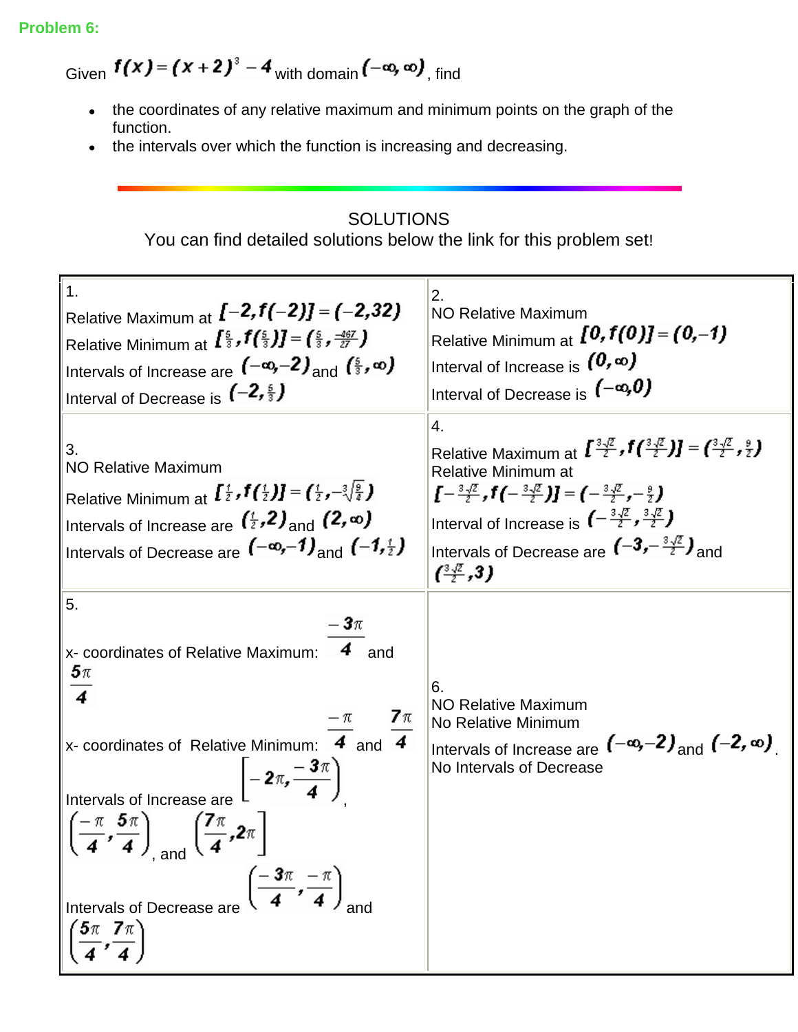**Problem 6:**

Given $f(x) = (x+2)^3 - 4$ with domain $(-\infty, \infty)$, find

- the coordinates of any relative maximum and minimum points on the graph of the function.
- the intervals over which the function is increasing and decreasing.

---

SOLUTIONS

You can find detailed solutions below the link for this problem set!

| | |
|---|---|
| 1.<br>Relative Maximum at $[-2, f(-2)] = (-2, 32)$<br>Relative Minimum at $[\frac{5}{3}, f(\frac{5}{3})] = (\frac{5}{3}, \frac{-467}{27})$<br>Intervals of Increase are $(-\infty, -2)$ and $(\frac{5}{3}, \infty)$<br>Interval of Decrease is $(-2, \frac{5}{3})$ | 2.<br>NO Relative Maximum<br>Relative Minimum at $[0, f(0)] = (0, -1)$<br>Interval of Increase is $(0, \infty)$<br>Interval of Decrease is $(-\infty, 0)$ |
| 3.<br>NO Relative Maximum<br>Relative Minimum at $[\frac{1}{2}, f(\frac{1}{2})] = (\frac{1}{2}, -\sqrt[3]{\frac{9}{4}})$<br>Intervals of Increase are $(\frac{1}{2}, 2)$ and $(2, \infty)$<br>Intervals of Decrease are $(-\infty, -1)$ and $(-1, \frac{1}{2})$ | 4.<br>Relative Maximum at $[\frac{3\sqrt{2}}{2}, f(\frac{3\sqrt{2}}{2})] = (\frac{3\sqrt{2}}{2}, \frac{9}{2})$<br>Relative Minimum at $[-\frac{3\sqrt{2}}{2}, f(-\frac{3\sqrt{2}}{2})] = (-\frac{3\sqrt{2}}{2}, -\frac{9}{2})$<br>Interval of Increase is $(-\frac{3\sqrt{2}}{2}, \frac{3\sqrt{2}}{2})$<br>Intervals of Decrease are $(-3, -\frac{3\sqrt{2}}{2})$ and $(\frac{3\sqrt{2}}{2}, 3)$ |
| 5.<br>x- coordinates of Relative Maximum: $\frac{-3\pi}{4}$ and $\frac{5\pi}{4}$<br>x- coordinates of Relative Minimum: $\frac{-\pi}{4}$ and $\frac{7\pi}{4}$<br>Intervals of Increase are $\left[-2\pi, \frac{-3\pi}{4}\right)$, $\left(\frac{-\pi}{4}, \frac{5\pi}{4}\right)$, and $\left(\frac{7\pi}{4}, 2\pi\right]$<br>Intervals of Decrease are $\left(\frac{-3\pi}{4}, \frac{-\pi}{4}\right)$ and $\left(\frac{5\pi}{4}, \frac{7\pi}{4}\right)$ | 6.<br>NO Relative Maximum<br>No Relative Minimum<br>Intervals of Increase are $(-\infty, -2)$ and $(-2, \infty)$.<br>No Intervals of Decrease |